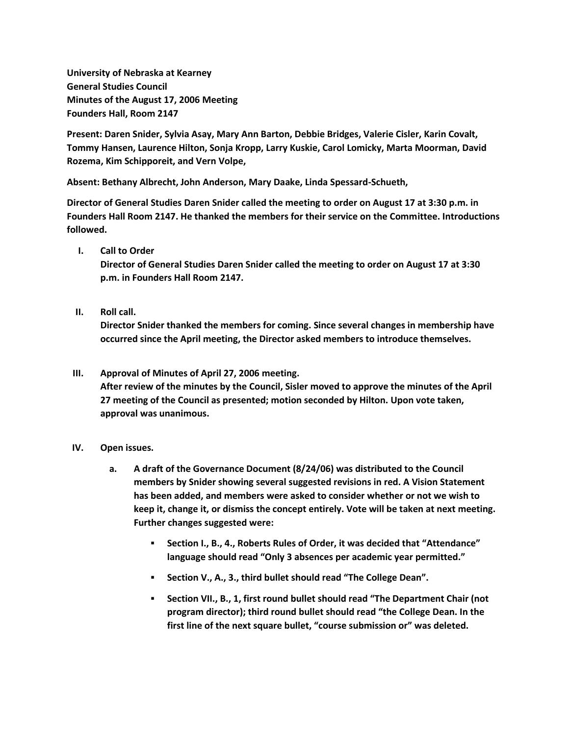**University of Nebraska at Kearney**
**General Studies Council**
**Minutes of the August 17, 2006 Meeting**
**Founders Hall, Room 2147**

**Present: Daren Snider, Sylvia Asay, Mary Ann Barton, Debbie Bridges, Valerie Cisler, Karin Covalt, Tommy Hansen, Laurence Hilton, Sonja Kropp, Larry Kuskie, Carol Lomicky, Marta Moorman, David Rozema, Kim Schipporeit, and Vern Volpe,**

**Absent: Bethany Albrecht, John Anderson, Mary Daake, Linda Spessard-Schueth,**

**Director of General Studies Daren Snider called the meeting to order on August 17 at 3:30 p.m. in Founders Hall Room 2147. He thanked the members for their service on the Committee. Introductions followed.**

I. **Call to Order**
   **Director of General Studies Daren Snider called the meeting to order on August 17 at 3:30 p.m. in Founders Hall Room 2147.**

II. **Roll call.**
   **Director Snider thanked the members for coming. Since several changes in membership have occurred since the April meeting, the Director asked members to introduce themselves.**

III. **Approval of Minutes of April 27, 2006 meeting.**
   **After review of the minutes by the Council, Sisler moved to approve the minutes of the April 27 meeting of the Council as presented; motion seconded by Hilton. Upon vote taken, approval was unanimous.**

IV. **Open issues.**

   a. **A draft of the Governance Document (8/24/06) was distributed to the Council members by Snider showing several suggested revisions in red. A Vision Statement has been added, and members were asked to consider whether or not we wish to keep it, change it, or dismiss the concept entirely. Vote will be taken at next meeting. Further changes suggested were:**

      - **Section I., B., 4., Roberts Rules of Order, it was decided that "Attendance" language should read "Only 3 absences per academic year permitted."**
      - **Section V., A., 3., third bullet should read "The College Dean".**
      - **Section VII., B., 1, first round bullet should read "The Department Chair (not program director); third round bullet should read "the College Dean. In the first line of the next square bullet, "course submission or" was deleted.**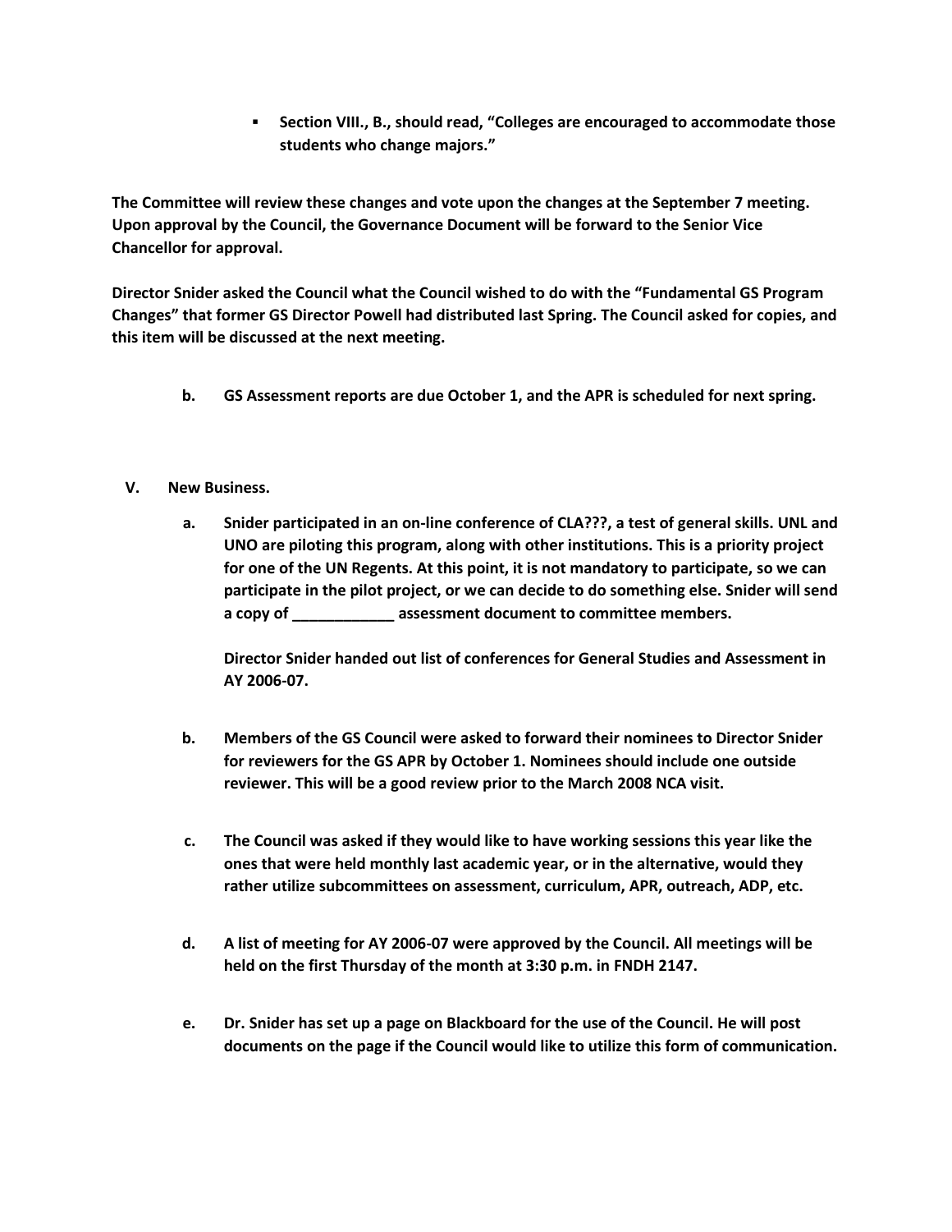- **Section VIII., B., should read, "Colleges are encouraged to accommodate those students who change majors."**

**The Committee will review these changes and vote upon the changes at the September 7 meeting. Upon approval by the Council, the Governance Document will be forward to the Senior Vice Chancellor for approval.**

**Director Snider asked the Council what the Council wished to do with the "Fundamental GS Program Changes" that former GS Director Powell had distributed last Spring. The Council asked for copies, and this item will be discussed at the next meeting.**

**b. GS Assessment reports are due October 1, and the APR is scheduled for next spring.**

**V. New Business.**

**a. Snider participated in an on-line conference of CLA???, a test of general skills. UNL and UNO are piloting this program, along with other institutions. This is a priority project for one of the UN Regents. At this point, it is not mandatory to participate, so we can participate in the pilot project, or we can decide to do something else. Snider will send a copy of ____________ assessment document to committee members.**

**Director Snider handed out list of conferences for General Studies and Assessment in AY 2006-07.**

**b. Members of the GS Council were asked to forward their nominees to Director Snider for reviewers for the GS APR by October 1. Nominees should include one outside reviewer. This will be a good review prior to the March 2008 NCA visit.**

**c. The Council was asked if they would like to have working sessions this year like the ones that were held monthly last academic year, or in the alternative, would they rather utilize subcommittees on assessment, curriculum, APR, outreach, ADP, etc.**

**d. A list of meeting for AY 2006-07 were approved by the Council. All meetings will be held on the first Thursday of the month at 3:30 p.m. in FNDH 2147.**

**e. Dr. Snider has set up a page on Blackboard for the use of the Council. He will post documents on the page if the Council would like to utilize this form of communication.**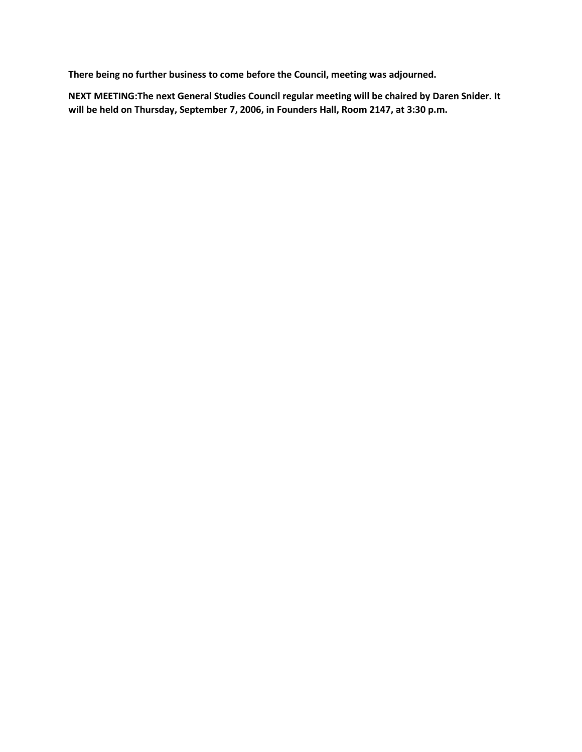**There being no further business to come before the Council, meeting was adjourned.**

**NEXT MEETING:The next General Studies Council regular meeting will be chaired by Daren Snider. It will be held on Thursday, September 7, 2006, in Founders Hall, Room 2147, at 3:30 p.m.**